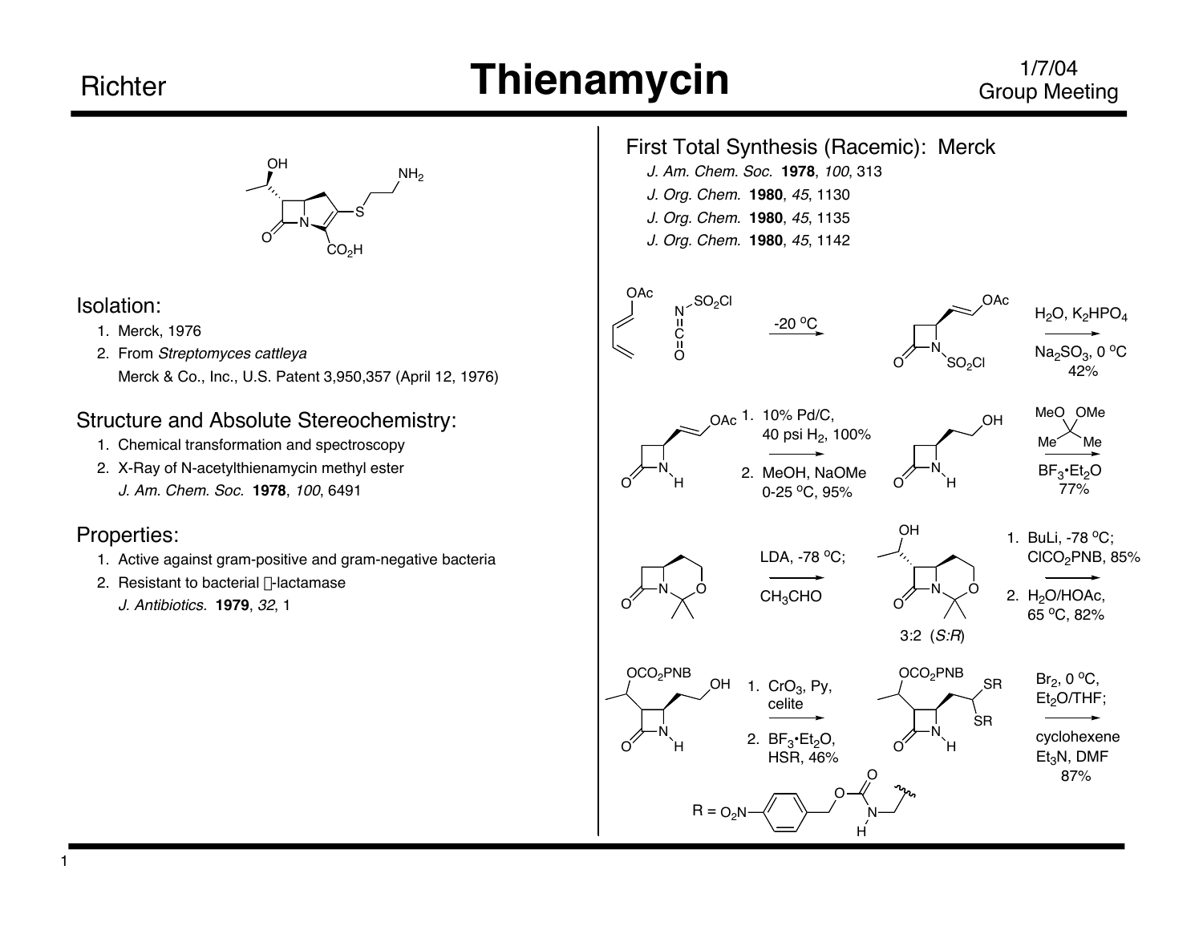# Thienamycin

## Isolation:

1. Merck, 1976
2. From *Streptomyces cattleya*
   Merck & Co., Inc., U.S. Patent 3,950,357 (April 12, 1976)

## Structure and Absolute Stereochemistry:

1. Chemical transformation and spectroscopy
2. X-Ray of N-acetylthienamycin methyl ester
   *J. Am. Chem. Soc.* **1978**, *100*, 6491

## Properties:

1. Active against gram-positive and gram-negative bacteria
2. Resistant to bacterial β-lactamase
   *J. Antibiotics.* **1979**, *32*, 1

## First Total Synthesis (Racemic): Merck

*J. Am. Chem. Soc.* **1978**, *100*, 313
*J. Org. Chem.* **1980**, *45*, 1130
*J. Org. Chem.* **1980**, *45*, 1135
*J. Org. Chem.* **1980**, *45*, 1142

- -20 °C
- $H_2O$, $K_2HPO_4$; $Na_2SO_3$, 0 °C, 42%
- 1. 10% Pd/C, 40 psi $H_2$, 100%; 2. MeOH, NaOMe, 0-25 °C, 95%
- $BF_3 \cdot Et_2O$, 77%
- LDA, -78 °C; $CH_3CHO$ — 3:2 (*S*:*R*)
- 1. BuLi, -78 °C; $ClCO_2PNB$, 85%; 2. $H_2O$/HOAc, 65 °C, 82%
- 1. $CrO_3$, Py, celite; 2. $BF_3 \cdot Et_2O$, HSR, 46%
- $Br_2$, 0 °C, $Et_2O$/THF; cyclohexene, $Et_3N$, DMF, 87%

R = $O_2N$–$C_6H_4$–$CH_2$–O–C(=O)–NH–$CH_2$–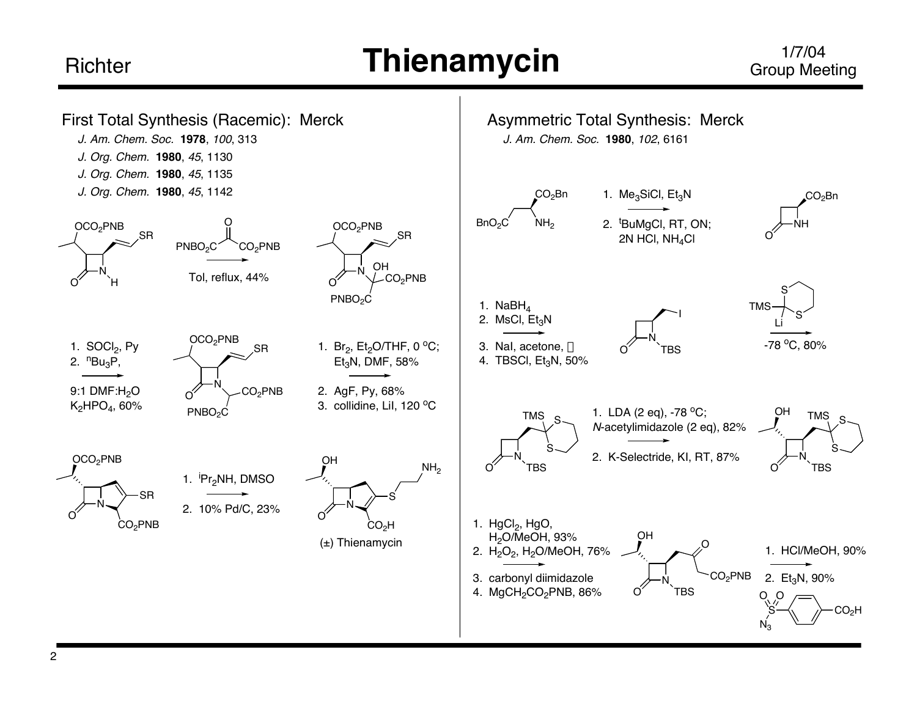# Thienamycin

## First Total Synthesis (Racemic): Merck

*J. Am. Chem. Soc.* **1978**, *100*, 313

*J. Org. Chem.* **1980**, *45*, 1130

*J. Org. Chem.* **1980**, *45*, 1135

*J. Org. Chem.* **1980**, *45*, 1142

$PNBO_2C-C(O)-CO_2PNB$

Tol, reflux, 44%

1. $SOCl_2$, Py
2. $^nBu_3P$,

9:1 DMF:$H_2O$
$K_2HPO_4$, 60%

1. $Br_2$, $Et_2O$/THF, 0 °C; $Et_3N$, DMF, 58%
2. AgF, Py, 68%
3. collidine, LiI, 120 °C

1. $^iPr_2NH$, DMSO
2. 10% Pd/C, 23%

(±) Thienamycin

## Asymmetric Total Synthesis: Merck

*J. Am. Chem. Soc.* **1980**, *102*, 6161

1. $Me_3SiCl$, $Et_3N$
2. $^tBuMgCl$, RT, ON; 2N HCl, $NH_4Cl$

1. $NaBH_4$
2. MsCl, $Et_3N$
3. NaI, acetone, Δ
4. TBSCl, $Et_3N$, 50%

-78 °C, 80%

1. LDA (2 eq), -78 °C; *N*-acetylimidazole (2 eq), 82%
2. K-Selectride, KI, RT, 87%

1. $HgCl_2$, HgO, $H_2O$/MeOH, 93%
2. $H_2O_2$, $H_2O$/MeOH, 76%
3. carbonyl diimidazole
4. $MgCH_2CO_2PNB$, 86%

1. HCl/MeOH, 90%
2. $Et_3N$, 90%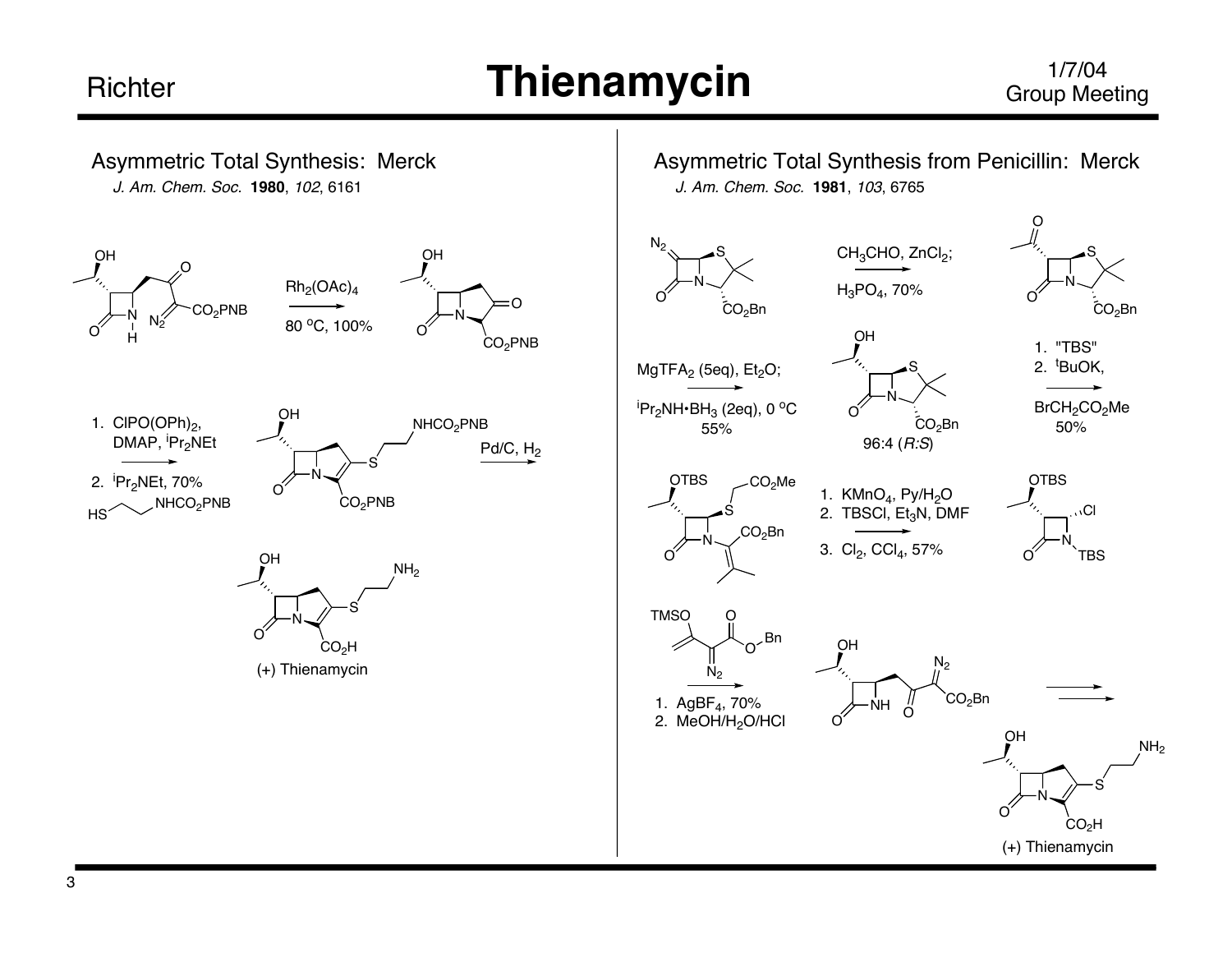# Thienamycin

## Asymmetric Total Synthesis: Merck

*J. Am. Chem. Soc.* **1980**, *102*, 6161

$Rh_2(OAc)_4$

80 °C, 100%

$CO_2PNB$

1. $ClPO(OPh)_2$, DMAP, $^iPr_2NEt$
2. $^iPr_2NEt$, 70%

$HS\diagup\diagdown NHCO_2PNB$

$NHCO_2PNB$

$CO_2PNB$

Pd/C, $H_2$

$NH_2$

$CO_2H$

(+) Thienamycin

## Asymmetric Total Synthesis from Penicillin: Merck

*J. Am. Chem. Soc.* **1981**, *103*, 6765

$N_2$

$CO_2Bn$

$CH_3CHO$, $ZnCl_2$;

$H_3PO_4$, 70%

$CO_2Bn$

$MgTFA_2$ (5eq), $Et_2O$;

$^iPr_2NH{\bullet}BH_3$ (2eq), 0 °C
55%

$CO_2Bn$

96:4 (*R:S*)

1. "TBS"
2. $^tBuOK$,

$BrCH_2CO_2Me$
50%

OTBS

$CO_2Me$

$CO_2Bn$

1. $KMnO_4$, Py/$H_2O$
2. TBSCl, $Et_3N$, DMF
3. $Cl_2$, $CCl_4$, 57%

OTBS

Cl

TBS

TMSO

$N_2$

Bn

1. $AgBF_4$, 70%
2. $MeOH/H_2O/HCl$

OH

$N_2$

$CO_2Bn$

NH

$NH_2$

$CO_2H$

(+) Thienamycin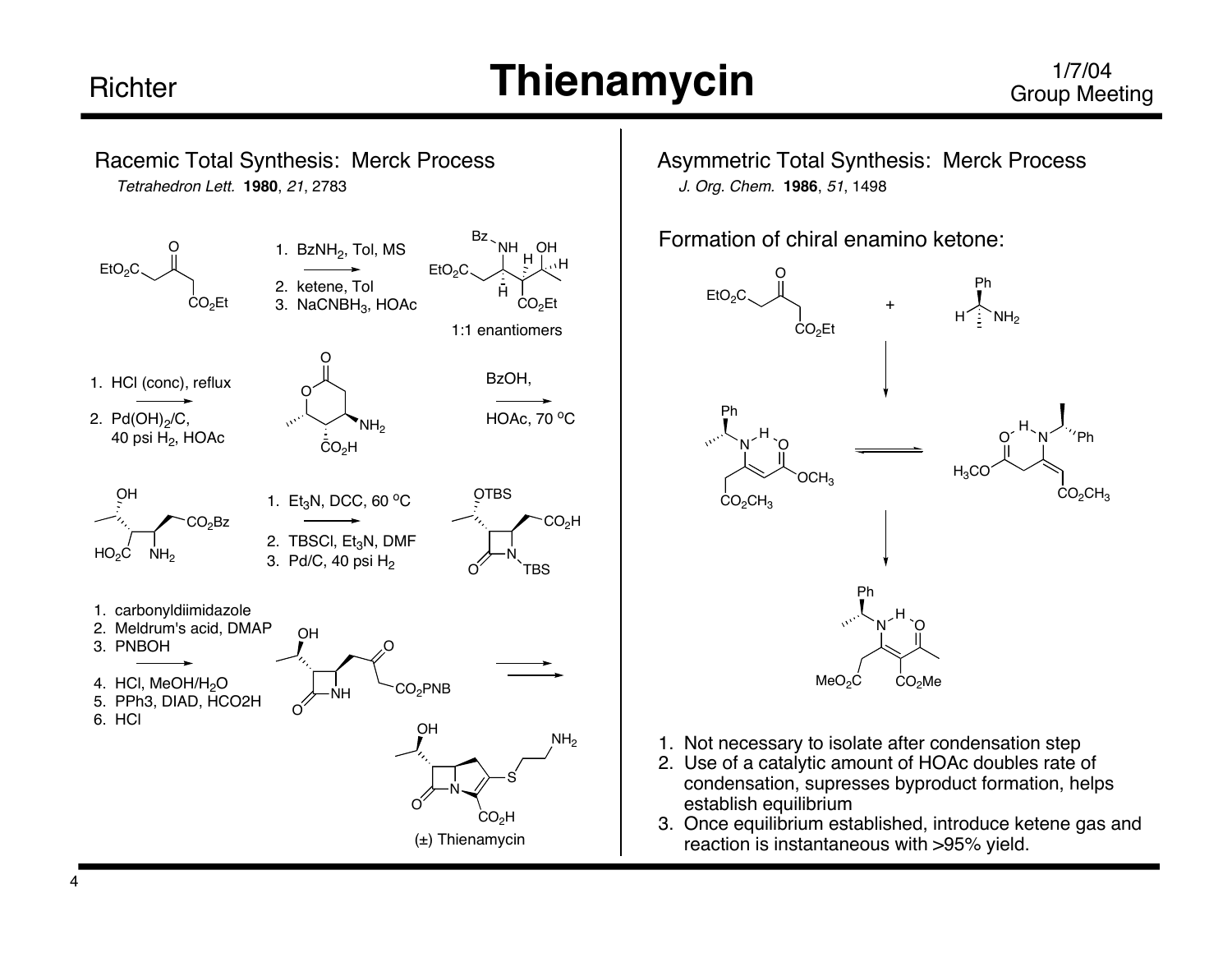# Thienamycin

## Racemic Total Synthesis: Merck Process

*Tetrahedron Lett.* **1980**, *21*, 2783

1. $BzNH_2$, Tol, MS
2. ketene, Tol
3. $NaCNBH_3$, HOAc

1:1 enantiomers

1. HCl (conc), reflux
2. $Pd(OH)_2/C$, 40 psi $H_2$, HOAc

BzOH, HOAc, 70 °C

1. $Et_3N$, DCC, 60 °C
2. TBSCl, $Et_3N$, DMF
3. Pd/C, 40 psi $H_2$

1. carbonyldiimidazole
2. Meldrum's acid, DMAP
3. PNBOH
4. HCl, MeOH/$H_2O$
5. $PPh_3$, DIAD, $HCO_2H$
6. HCl

(±) Thienamycin

## Asymmetric Total Synthesis: Merck Process

*J. Org. Chem.* **1986**, *51*, 1498

### Formation of chiral enamino ketone:

1. Not necessary to isolate after condensation step
2. Use of a catalytic amount of HOAc doubles rate of condensation, supresses byproduct formation, helps establish equilibrium
3. Once equilibrium established, introduce ketene gas and reaction is instantaneous with >95% yield.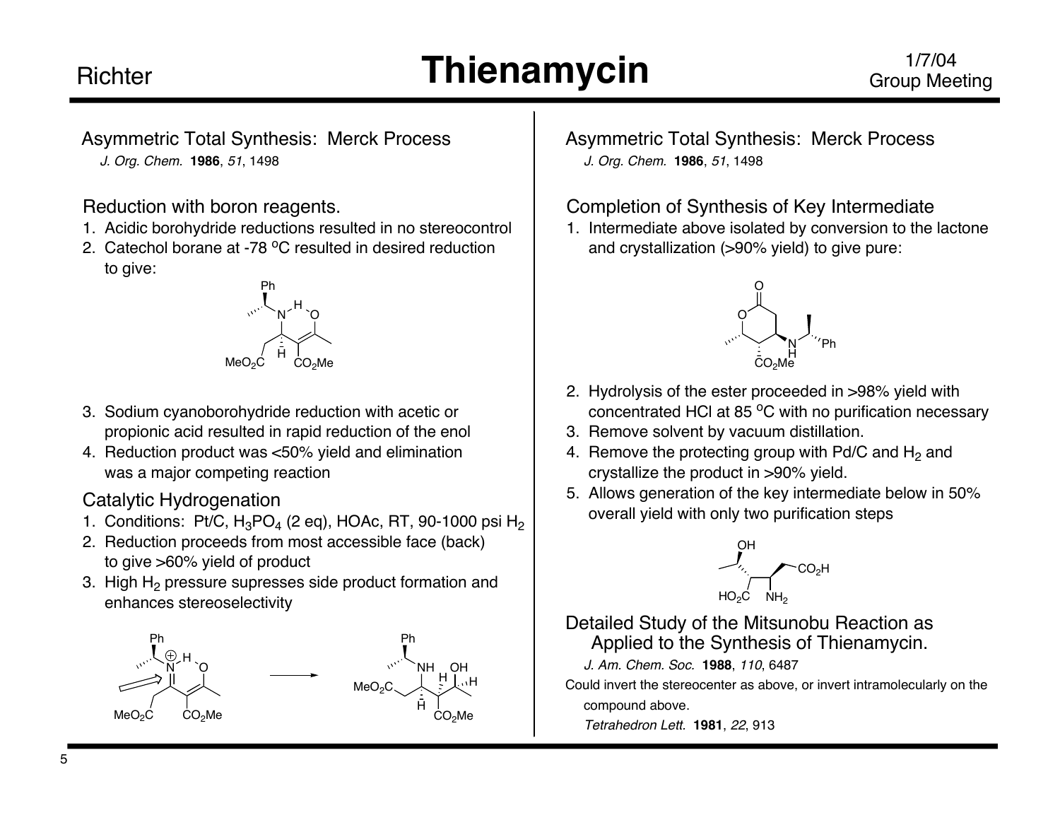# Thienamycin

## Asymmetric Total Synthesis: Merck Process

*J. Org. Chem.* **1986**, *51*, 1498

### Reduction with boron reagents.

1. Acidic borohydride reductions resulted in no stereocontrol
2. Catechol borane at -78 °C resulted in desired reduction to give:
3. Sodium cyanoborohydride reduction with acetic or propionic acid resulted in rapid reduction of the enol
4. Reduction product was <50% yield and elimination was a major competing reaction

### Catalytic Hydrogenation

1. Conditions: Pt/C, $H_3PO_4$ (2 eq), HOAc, RT, 90-1000 psi $H_2$
2. Reduction proceeds from most accessible face (back) to give >60% yield of product
3. High $H_2$ pressure supresses side product formation and enhances stereoselectivity

## Asymmetric Total Synthesis: Merck Process

*J. Org. Chem.* **1986**, *51*, 1498

### Completion of Synthesis of Key Intermediate

1. Intermediate above isolated by conversion to the lactone and crystallization (>90% yield) to give pure:
2. Hydrolysis of the ester proceeded in >98% yield with concentrated HCl at 85 °C with no purification necessary
3. Remove solvent by vacuum distillation.
4. Remove the protecting group with Pd/C and $H_2$ and crystallize the product in >90% yield.
5. Allows generation of the key intermediate below in 50% overall yield with only two purification steps

### Detailed Study of the Mitsunobu Reaction as Applied to the Synthesis of Thienamycin.

*J. Am. Chem. Soc.* **1988**, *110*, 6487

Could invert the stereocenter as above, or invert intramolecularly on the compound above.

*Tetrahedron Lett.* **1981**, *22*, 913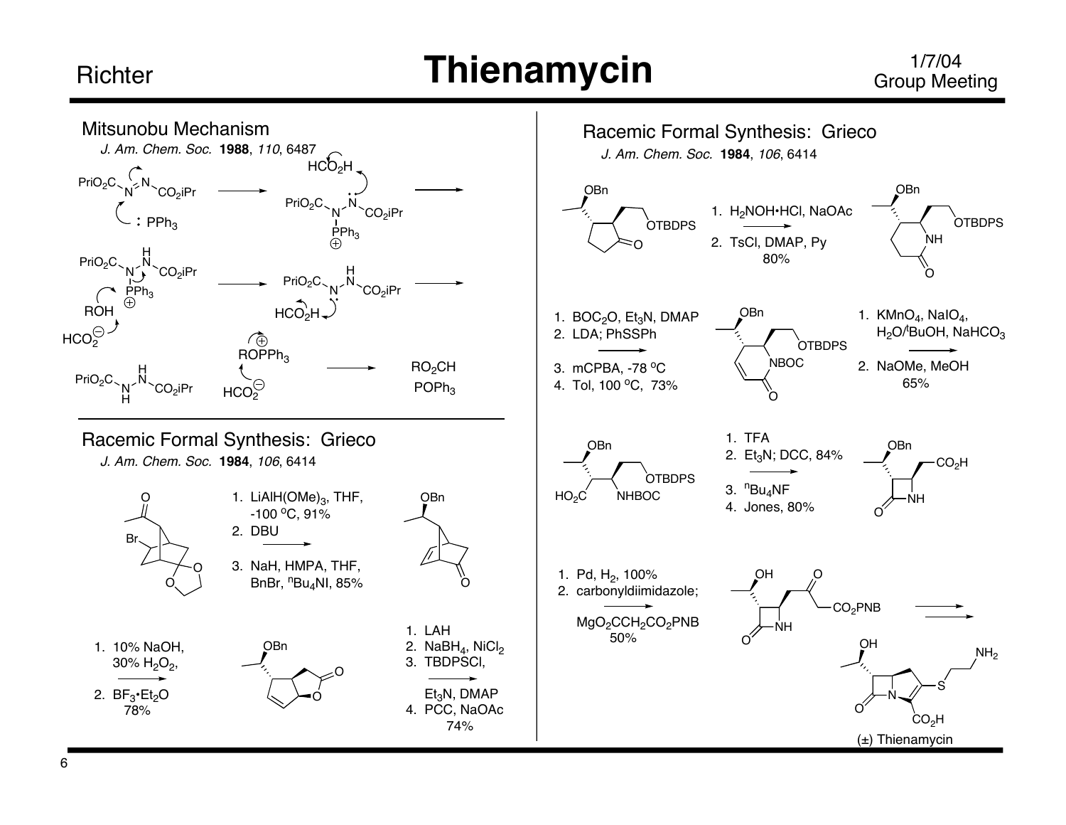## Mitsunobu Mechanism

*J. Am. Chem. Soc.* **1988**, *110*, 6487

$PriO_2C{-}N{=}N{-}CO_2iPr$ + : $PPh_3$ ⟶ $PriO_2C{-}N(PPh_3^{\oplus}){-}N^{\bullet}{-}CO_2iPr$ + $HCO_2H$ ⟶

$PriO_2C{-}N(PPh_3^{\oplus}){-}NH{-}CO_2iPr$ + ROH + $HCO_2^{\ominus}$ ⟶ $PriO_2C{-}N^{\bullet}{-}NH{-}CO_2iPr$ + $HCO_2H$ ⟶

$PriO_2C{-}NH{-}NH{-}CO_2iPr$ + $ROPPh_3^{\oplus}$ + $HCO_2^{\ominus}$ ⟶ $RO_2CH$ + $POPh_3$

## Racemic Formal Synthesis: Grieco

*J. Am. Chem. Soc.* **1984**, *106*, 6414

1. $LiAlH(OMe)_3$, THF, -100 °C, 91%
2. DBU
3. NaH, HMPA, THF, BnBr, $^nBu_4NI$, 85%

1. 10% NaOH, 30% $H_2O_2$,
2. $BF_3{\cdot}Et_2O$

78%

1. LAH
2. $NaBH_4$, $NiCl_2$
3. TBDPSCl, $Et_3N$, DMAP
4. PCC, NaOAc

74%

## Racemic Formal Synthesis: Grieco

*J. Am. Chem. Soc.* **1984**, *106*, 6414

1. $H_2NOH{\cdot}HCl$, NaOAc
2. TsCl, DMAP, Py

80%

1. $BOC_2O$, $Et_3N$, DMAP
2. LDA; PhSSPh
3. mCPBA, -78 °C
4. Tol, 100 °C, 73%

1. $KMnO_4$, $NaIO_4$, $H_2O/^tBuOH$, $NaHCO_3$
2. NaOMe, MeOH

65%

1. TFA
2. $Et_3N$; DCC, 84%
3. $^nBu_4NF$
4. Jones, 80%

1. Pd, $H_2$, 100%
2. carbonyldiimidazole; $MgO_2CCH_2CO_2PNB$

50%

(±) Thienamycin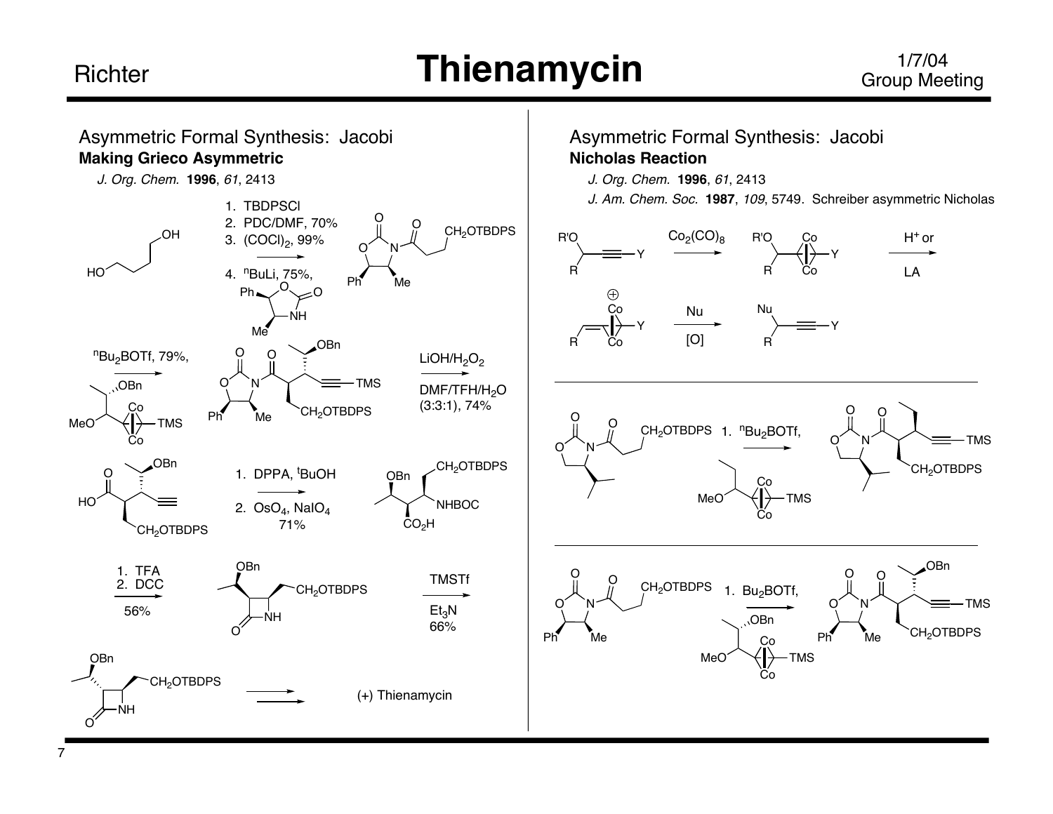# Thienamycin

## Asymmetric Formal Synthesis: Jacobi

### Making Grieco Asymmetric

*J. Org. Chem.* **1996**, *61*, 2413

1. TBDPSCl
2. PDC/DMF, 70%
3. $(COCl)_2$, 99%
4. $^nBuLi$, 75%

$^nBu_2BOTf$, 79%

LiOH/$H_2O_2$, DMF/TFH/$H_2O$ (3:3:1), 74%

1. DPPA, $^tBuOH$
2. $OsO_4$, $NaIO_4$, 71%

1. TFA
2. DCC

56%

TMSTf, $Et_3N$, 66%

(+) Thienamycin

## Asymmetric Formal Synthesis: Jacobi

### Nicholas Reaction

*J. Org. Chem.* **1996**, *61*, 2413

*J. Am. Chem. Soc.* **1987**, *109*, 5749. Schreiber asymmetric Nicholas

$Co_2(CO)_8$

$H^+$ or LA

Nu, [O]

1. $^nBu_2BOTf$

1. $Bu_2BOTf$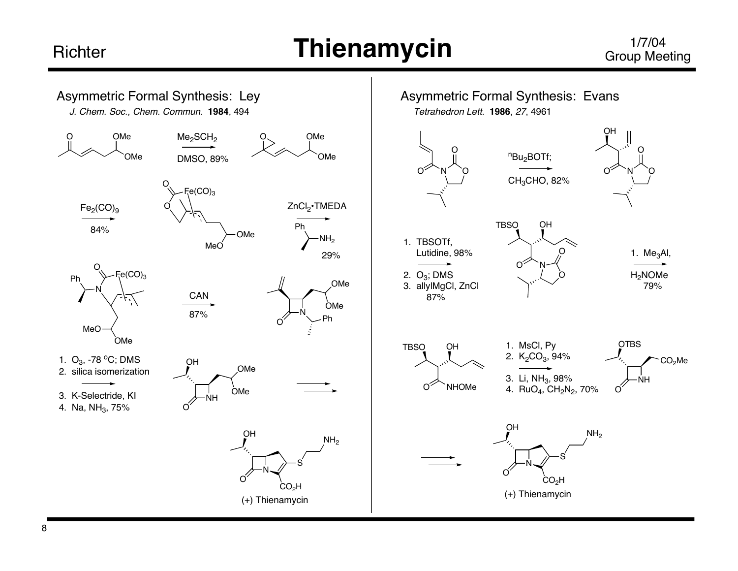# Thienamycin

## Asymmetric Formal Synthesis: Ley

*J. Chem. Soc., Chem. Commun.* **1984**, 494

$Me_2SCH_2$, DMSO, 89%

$Fe_2(CO)_9$, 84%

$ZnCl_2$•TMEDA, (Ph)(Me)CH–$NH_2$, 29%

CAN, 87%

1. $O_3$, -78 °C; DMS
2. silica isomerization
3. K-Selectride, KI
4. Na, $NH_3$, 75%

(+) Thienamycin

## Asymmetric Formal Synthesis: Evans

*Tetrahedron Lett.* **1986**, *27*, 4961

$^nBu_2BOTf$; $CH_3CHO$, 82%

1. TBSOTf, Lutidine, 98%
2. $O_3$; DMS
3. allylMgCl, ZnCl, 87%

1. $Me_3Al$, $H_2NOMe$, 79%

1. MsCl, Py
2. $K_2CO_3$, 94%
3. Li, $NH_3$, 98%
4. $RuO_4$, $CH_2N_2$, 70%

(+) Thienamycin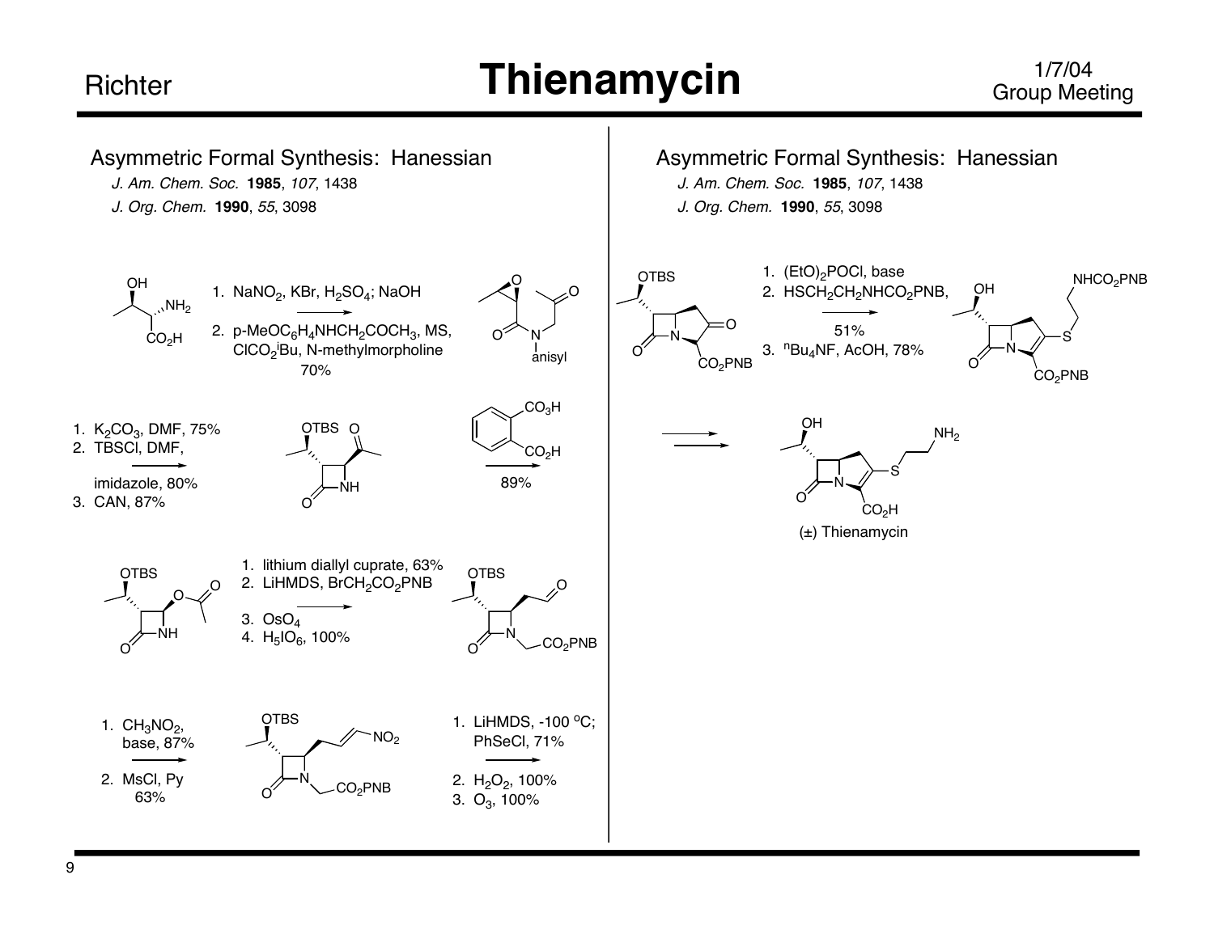# Thienamycin

## Asymmetric Formal Synthesis: Hanessian

*J. Am. Chem. Soc.* **1985**, *107*, 1438

*J. Org. Chem.* **1990**, *55*, 3098

1. $NaNO_2$, KBr, $H_2SO_4$; NaOH
2. p-$MeOC_6H_4NHCH_2COCH_3$, MS, $ClCO_2{}^iBu$, N-methylmorpholine

70%

anisyl

1. $K_2CO_3$, DMF, 75%
2. TBSCl, DMF, imidazole, 80%
3. CAN, 87%

OTBS

89%

OTBS

1. lithium diallyl cuprate, 63%
2. LiHMDS, $BrCH_2CO_2PNB$
3. $OsO_4$
4. $H_5IO_6$, 100%

OTBS

$CO_2PNB$

1. $CH_3NO_2$, base, 87%
2. MsCl, Py 63%

OTBS

$NO_2$

$CO_2PNB$

1. LiHMDS, -100 °C; PhSeCl, 71%
2. $H_2O_2$, 100%
3. $O_3$, 100%

## Asymmetric Formal Synthesis: Hanessian

*J. Am. Chem. Soc.* **1985**, *107*, 1438

*J. Org. Chem.* **1990**, *55*, 3098

OTBS

$CO_2PNB$

1. $(EtO)_2POCl$, base
2. $HSCH_2CH_2NHCO_2PNB$,

51%

3. $^nBu_4NF$, AcOH, 78%

OH

$NHCO_2PNB$

$CO_2PNB$

OH

$NH_2$

$CO_2H$

(±) Thienamycin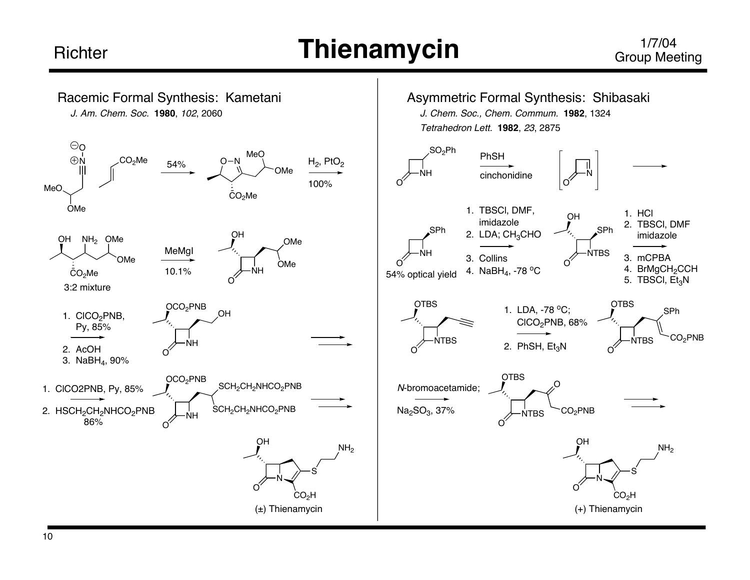# Thienamycin

## Racemic Formal Synthesis: Kametani

*J. Am. Chem. Soc.* **1980**, *102*, 2060

54%

$H_2$, $PtO_2$

100%

3:2 mixture

MeMgI

10.1%

1. $ClCO_2PNB$, Py, 85%
2. AcOH
3. $NaBH_4$, 90%

1. $ClCO_2PNB$, Py, 85%
2. $HSCH_2CH_2NHCO_2PNB$ 86%

(±) Thienamycin

## Asymmetric Formal Synthesis: Shibasaki

*J. Chem. Soc., Chem. Commum.* **1982**, 1324

*Tetrahedron Lett.* **1982**, *23*, 2875

PhSH

cinchonidine

54% optical yield

1. TBSCl, DMF, imidazole
2. LDA; $CH_3CHO$
3. Collins
4. $NaBH_4$, -78 °C

1. HCl
2. TBSCl, DMF imidazole
3. mCPBA
4. $BrMgCH_2CCH$
5. TBSCl, $Et_3N$

1. LDA, -78 °C; $ClCO_2PNB$, 68%
2. PhSH, $Et_3N$

*N*-bromoacetamide; $Na_2SO_3$, 37%

(+) Thienamycin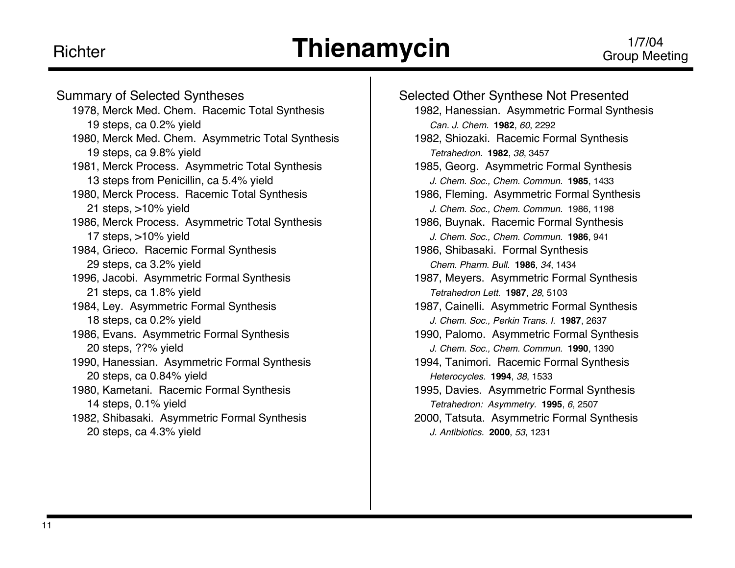# Thienamycin

## Summary of Selected Syntheses

- 1978, Merck Med. Chem. Racemic Total Synthesis
  - 19 steps, ca 0.2% yield
- 1980, Merck Med. Chem. Asymmetric Total Synthesis
  - 19 steps, ca 9.8% yield
- 1981, Merck Process. Asymmetric Total Synthesis
  - 13 steps from Penicillin, ca 5.4% yield
- 1980, Merck Process. Racemic Total Synthesis
  - 21 steps, >10% yield
- 1986, Merck Process. Asymmetric Total Synthesis
  - 17 steps, >10% yield
- 1984, Grieco. Racemic Formal Synthesis
  - 29 steps, ca 3.2% yield
- 1996, Jacobi. Asymmetric Formal Synthesis
  - 21 steps, ca 1.8% yield
- 1984, Ley. Asymmetric Formal Synthesis
  - 18 steps, ca 0.2% yield
- 1986, Evans. Asymmetric Formal Synthesis
  - 20 steps, ??% yield
- 1990, Hanessian. Asymmetric Formal Synthesis
  - 20 steps, ca 0.84% yield
- 1980, Kametani. Racemic Formal Synthesis
  - 14 steps, 0.1% yield
- 1982, Shibasaki. Asymmetric Formal Synthesis
  - 20 steps, ca 4.3% yield

## Selected Other Synthese Not Presented

- 1982, Hanessian. Asymmetric Formal Synthesis
  - *Can. J. Chem.* **1982**, *60*, 2292
- 1982, Shiozaki. Racemic Formal Synthesis
  - *Tetrahedron.* **1982**, *38*, 3457
- 1985, Georg. Asymmetric Formal Synthesis
  - *J. Chem. Soc., Chem. Commun.* **1985**, 1433
- 1986, Fleming. Asymmetric Formal Synthesis
  - *J. Chem. Soc., Chem. Commun.* 1986, 1198
- 1986, Buynak. Racemic Formal Synthesis
  - *J. Chem. Soc., Chem. Commun.* **1986**, 941
- 1986, Shibasaki. Formal Synthesis
  - *Chem. Pharm. Bull.* **1986**, *34*, 1434
- 1987, Meyers. Asymmetric Formal Synthesis
  - *Tetrahedron Lett.* **1987**, *28*, 5103
- 1987, Cainelli. Asymmetric Formal Synthesis
  - *J. Chem. Soc., Perkin Trans. I.* **1987**, 2637
- 1990, Palomo. Asymmetric Formal Synthesis
  - *J. Chem. Soc., Chem. Commun.* **1990**, 1390
- 1994, Tanimori. Racemic Formal Synthesis
  - *Heterocycles.* **1994**, *38*, 1533
- 1995, Davies. Asymmetric Formal Synthesis
  - *Tetrahedron: Asymmetry.* **1995**, *6*, 2507
- 2000, Tatsuta. Asymmetric Formal Synthesis
  - *J. Antibiotics.* **2000**, *53*, 1231